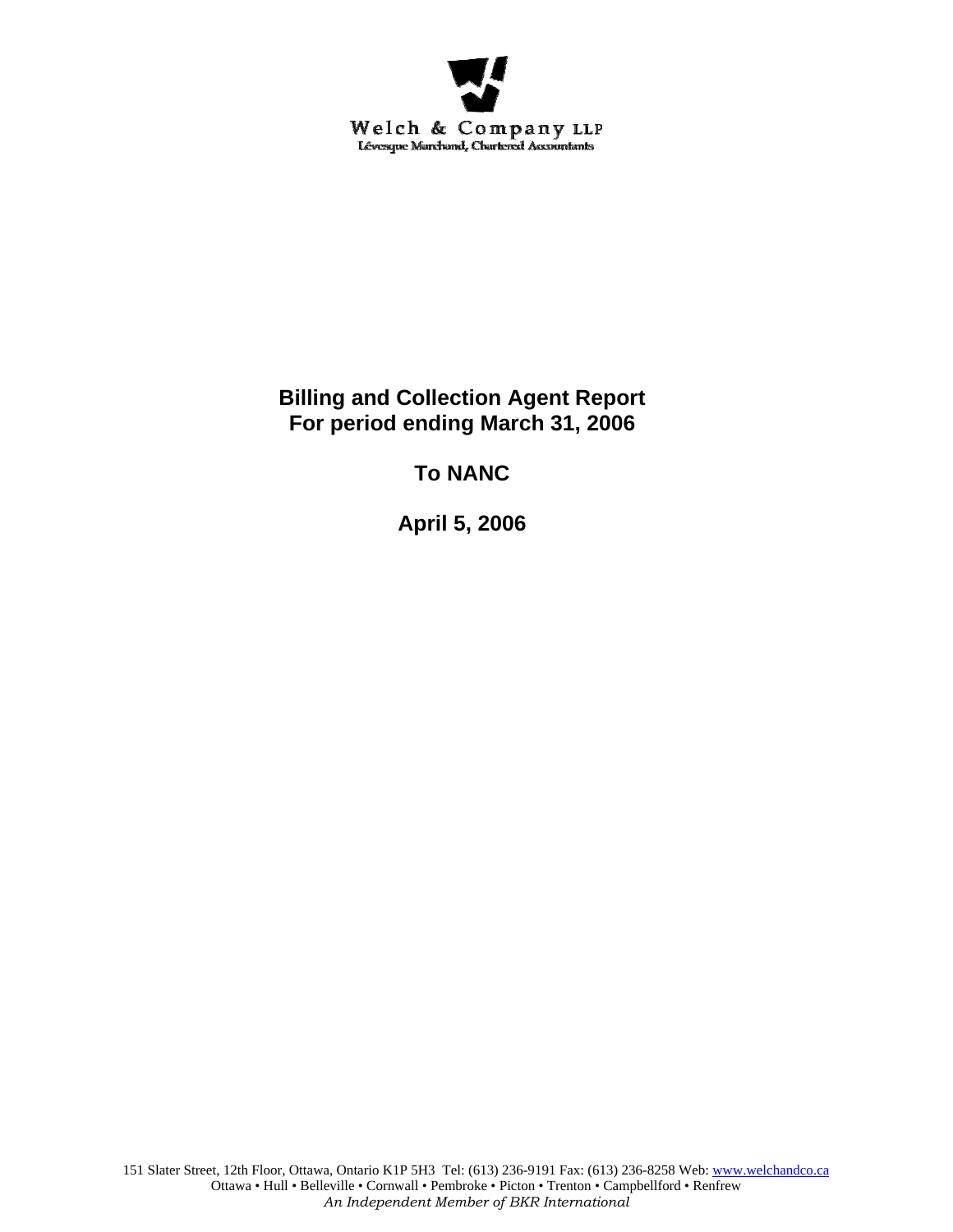Welch & Company LLP
Lévesque Marchand, Chartered Accountants

# Billing and Collection Agent Report
# For period ending March 31, 2006

## To NANC

## April 5, 2006

151 Slater Street, 12th Floor, Ottawa, Ontario K1P 5H3 Tel: (613) 236-9191 Fax: (613) 236-8258 Web: www.welchandco.ca
Ottawa • Hull • Belleville • Cornwall • Pembroke • Picton • Trenton • Campbellford • Renfrew
*An Independent Member of BKR International*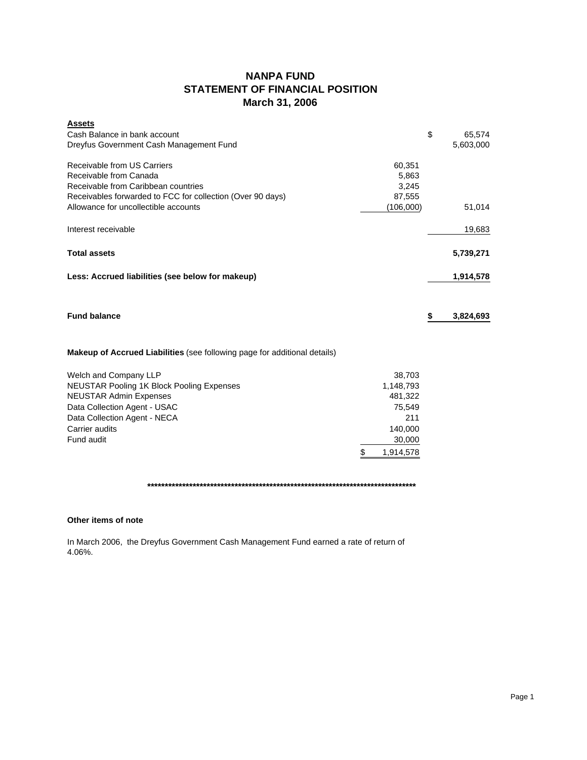# NANPA FUND
## STATEMENT OF FINANCIAL POSITION
### March 31, 2006

| **Assets** | | |
|---|---|---|
| Cash Balance in bank account | | $ 65,574 |
| Dreyfus Government Cash Management Fund | | 5,603,000 |
| | | |
| Receivable from US Carriers | 60,351 | |
| Receivable from Canada | 5,863 | |
| Receivable from Caribbean countries | 3,245 | |
| Receivables forwarded to FCC for collection (Over 90 days) | 87,555 | |
| Allowance for uncollectible accounts | (106,000) | 51,014 |
| | | |
| Interest receivable | | 19,683 |
| | | |
| **Total assets** | | **5,739,271** |
| | | |
| **Less: Accrued liabilities (see below for makeup)** | | **1,914,578** |
| | | |
| **Fund balance** | | **$ 3,824,693** |

**Makeup of Accrued Liabilities** (see following page for additional details)

| | |
|---|---|
| Welch and Company LLP | 38,703 |
| NEUSTAR Pooling 1K Block Pooling Expenses | 1,148,793 |
| NEUSTAR Admin Expenses | 481,322 |
| Data Collection Agent - USAC | 75,549 |
| Data Collection Agent - NECA | 211 |
| Carrier audits | 140,000 |
| Fund audit | 30,000 |
| | $ 1,914,578 |

**********************************************************************************

**Other items of note**

In March 2006, the Dreyfus Government Cash Management Fund earned a rate of return of 4.06%.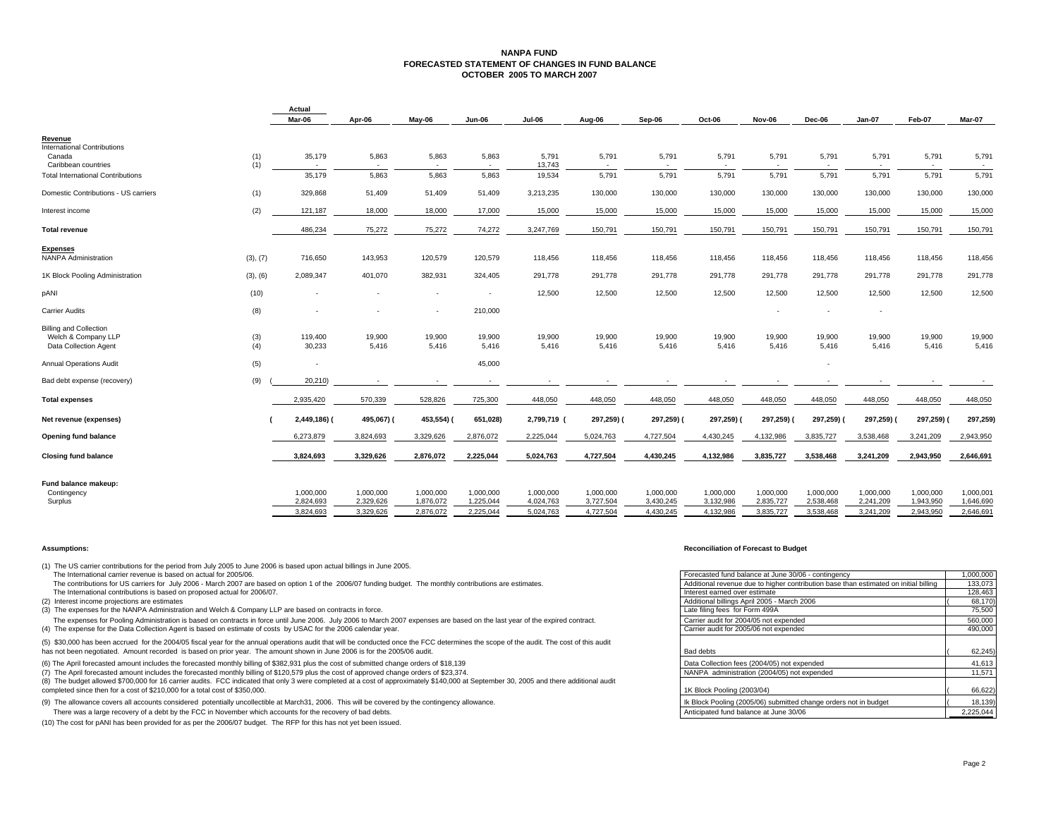# NANPA FUND
## FORECASTED STATEMENT OF CHANGES IN FUND BALANCE
## OCTOBER 2005 TO MARCH 2007

| | | Actual Mar-06 | Apr-06 | May-06 | Jun-06 | Jul-06 | Aug-06 | Sep-06 | Oct-06 | Nov-06 | Dec-06 | Jan-07 | Feb-07 | Mar-07 |
|---|---|---|---|---|---|---|---|---|---|---|---|---|---|---|
| **Revenue** | | | | | | | | | | | | | | |
| International Contributions | | | | | | | | | | | | | | |
| Canada | (1) | 35,179 | 5,863 | 5,863 | 5,863 | 5,791 | 5,791 | 5,791 | 5,791 | 5,791 | 5,791 | 5,791 | 5,791 | 5,791 |
| Caribbean countries | (1) | - | - | - | - | 13,743 | - | - | - | - | - | - | - | - |
| Total International Contributions | | 35,179 | 5,863 | 5,863 | 5,863 | 19,534 | 5,791 | 5,791 | 5,791 | 5,791 | 5,791 | 5,791 | 5,791 | 5,791 |
| Domestic Contributions - US carriers | (1) | 329,868 | 51,409 | 51,409 | 51,409 | 3,213,235 | 130,000 | 130,000 | 130,000 | 130,000 | 130,000 | 130,000 | 130,000 | 130,000 |
| Interest income | (2) | 121,187 | 18,000 | 18,000 | 17,000 | 15,000 | 15,000 | 15,000 | 15,000 | 15,000 | 15,000 | 15,000 | 15,000 | 15,000 |
| **Total revenue** | | 486,234 | 75,272 | 75,272 | 74,272 | 3,247,769 | 150,791 | 150,791 | 150,791 | 150,791 | 150,791 | 150,791 | 150,791 | 150,791 |
| **Expenses** | | | | | | | | | | | | | | |
| NANPA Administration | (3), (7) | 716,650 | 143,953 | 120,579 | 120,579 | 118,456 | 118,456 | 118,456 | 118,456 | 118,456 | 118,456 | 118,456 | 118,456 | 118,456 |
| 1K Block Pooling Administration | (3), (6) | 2,089,347 | 401,070 | 382,931 | 324,405 | 291,778 | 291,778 | 291,778 | 291,778 | 291,778 | 291,778 | 291,778 | 291,778 | 291,778 |
| pANI | (10) | - | - | - | - | 12,500 | 12,500 | 12,500 | 12,500 | 12,500 | 12,500 | 12,500 | 12,500 | 12,500 |
| Carrier Audits | (8) | - | - | - | 210,000 | | | | | - | - | - | | |
| Billing and Collection | | | | | | | | | | | | | | |
| Welch & Company LLP | (3) | 119,400 | 19,900 | 19,900 | 19,900 | 19,900 | 19,900 | 19,900 | 19,900 | 19,900 | 19,900 | 19,900 | 19,900 | 19,900 |
| Data Collection Agent | (4) | 30,233 | 5,416 | 5,416 | 5,416 | 5,416 | 5,416 | 5,416 | 5,416 | 5,416 | 5,416 | 5,416 | 5,416 | 5,416 |
| Annual Operations Audit | (5) | - | | | 45,000 | | | | | | - | | | |
| Bad debt expense (recovery) | (9) | (20,210) | - | - | - | - | - | - | - | - | - | - | - | - |
| **Total expenses** | | 2,935,420 | 570,339 | 528,826 | 725,300 | 448,050 | 448,050 | 448,050 | 448,050 | 448,050 | 448,050 | 448,050 | 448,050 | 448,050 |
| **Net revenue (expenses)** | | (2,449,186) | (495,067) | (453,554) | (651,028) | 2,799,719 | (297,259) | (297,259) | (297,259) | (297,259) | (297,259) | (297,259) | (297,259) | (297,259) |
| **Opening fund balance** | | 6,273,879 | 3,824,693 | 3,329,626 | 2,876,072 | 2,225,044 | 5,024,763 | 4,727,504 | 4,430,245 | 4,132,986 | 3,835,727 | 3,538,468 | 3,241,209 | 2,943,950 |
| **Closing fund balance** | | 3,824,693 | 3,329,626 | 2,876,072 | 2,225,044 | 5,024,763 | 4,727,504 | 4,430,245 | 4,132,986 | 3,835,727 | 3,538,468 | 3,241,209 | 2,943,950 | 2,646,691 |
| **Fund balance makeup:** | | | | | | | | | | | | | | |
| Contingency | | 1,000,000 | 1,000,000 | 1,000,000 | 1,000,000 | 1,000,000 | 1,000,000 | 1,000,000 | 1,000,000 | 1,000,000 | 1,000,000 | 1,000,000 | 1,000,000 | 1,000,001 |
| Surplus | | 2,824,693 | 2,329,626 | 1,876,072 | 1,225,044 | 4,024,763 | 3,727,504 | 3,430,245 | 3,132,986 | 2,835,727 | 2,538,468 | 2,241,209 | 1,943,950 | 1,646,690 |
| | | 3,824,693 | 3,329,626 | 2,876,072 | 2,225,044 | 5,024,763 | 4,727,504 | 4,430,245 | 4,132,986 | 3,835,727 | 3,538,468 | 3,241,209 | 2,943,950 | 2,646,691 |

**Assumptions:**

(1) The US carrier contributions for the period from July 2005 to June 2006 is based upon actual billings in June 2005.
The International carrier revenue is based on actual for 2005/06.
The contributions for US carriers for July 2006 - March 2007 are based on option 1 of the 2006/07 funding budget. The monthly contributions are estimates.
The International contributions is based on proposed actual for 2006/07.

(2) Interest income projections are estimates

(3) The expenses for the NANPA Administration and Welch & Company LLP are based on contracts in force.
The expenses for Pooling Administration is based on contracts in force until June 2006. July 2006 to March 2007 expenses are based on the last year of the expired contract.

(4) The expense for the Data Collection Agent is based on estimate of costs by USAC for the 2006 calendar year.

(5) $30,000 has been accrued for the 2004/05 fiscal year for the annual operations audit that will be conducted once the FCC determines the scope of the audit. The cost of this audit has not been negotiated. Amount recorded is based on prior year. The amount shown in June 2006 is for the 2005/06 audit.

(6) The April forecasted amount includes the forecasted monthly billing of $382,931 plus the cost of submitted change orders of $18,139

(7) The April forecasted amount includes the forecasted monthly billing of $120,579 plus the cost of approved change orders of $23,374.

(8) The budget allowed $700,000 for 16 carrier audits. FCC indicated that only 3 were completed at a cost of approximately $140,000 at September 30, 2005 and there additional audit completed since then for a cost of $210,000 for a total cost of $350,000.

(9) The allowance covers all accounts considered potentially uncollectible at March31, 2006. This will be covered by the contingency allowance.
There was a large recovery of a debt by the FCC in November which accounts for the recovery of bad debts.

(10) The cost for pANI has been provided for as per the 2006/07 budget. The RFP for this has not yet been issued.

**Reconciliation of Forecast to Budget**

| | |
|---|---|
| Forecasted fund balance at June 30/06 - contingency | 1,000,000 |
| Additional revenue due to higher contribution base than estimated on initial billing | 133,073 |
| Interest earned over estimate | 128,463 |
| Additional billings April 2005 - March 2006 | (68,170) |
| Late filing fees for Form 499A | 75,500 |
| Carrier audit for 2004/05 not expended | 560,000 |
| Carrier audit for 2005/06 not expended | 490,000 |
| Bad debts | (62,245) |
| Data Collection fees (2004/05) not expended | 41,613 |
| NANPA administration (2004/05) not expended | 11,571 |
| 1K Block Pooling (2003/04) | (66,622) |
| Ik Block Pooling (2005/06) submitted change orders not in budget | (18,139) |
| Anticipated fund balance at June 30/06 | 2,225,044 |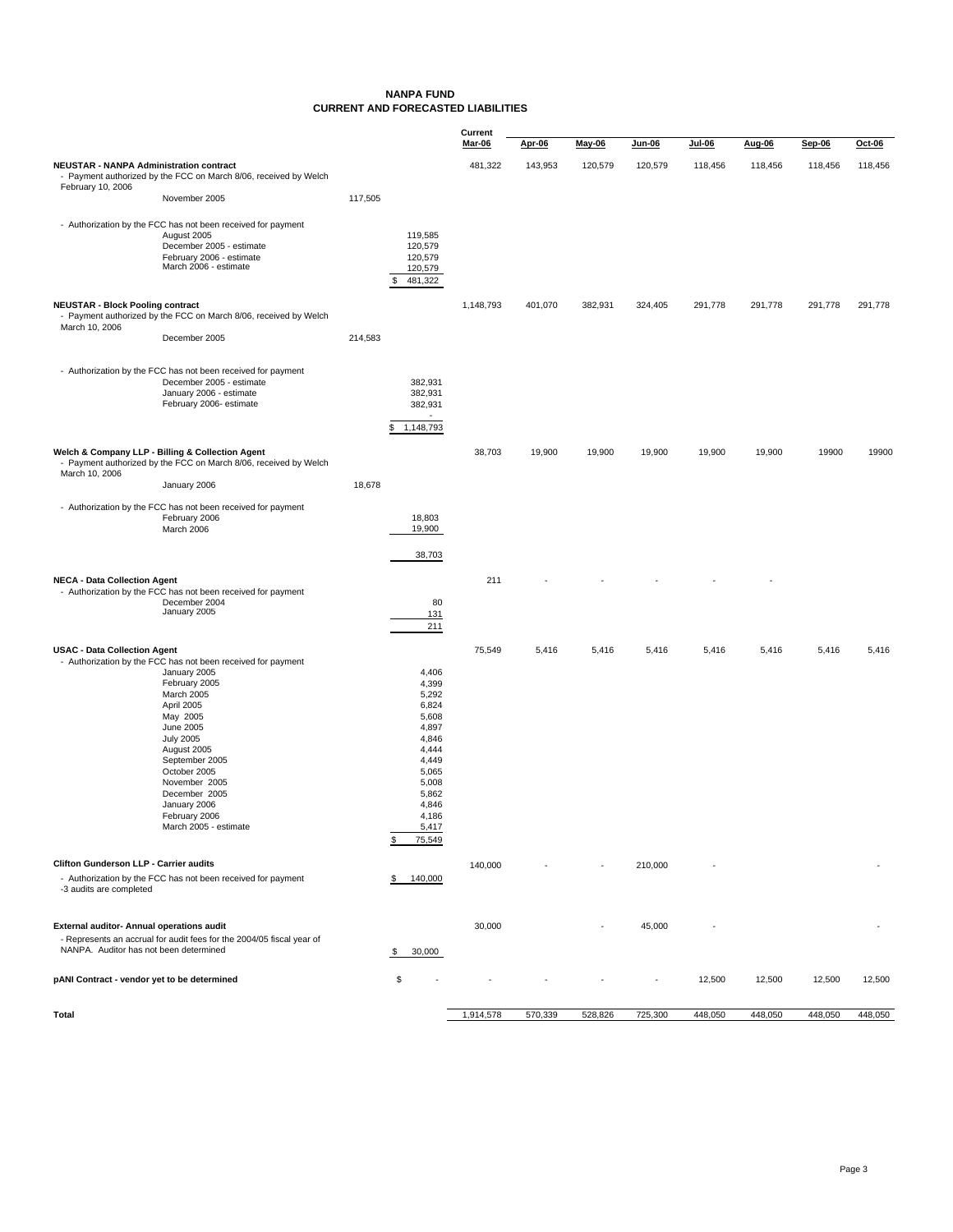# NANPA FUND
## CURRENT AND FORECASTED LIABILITIES

| | | | Current Mar-06 | Apr-06 | May-06 | Jun-06 | Jul-06 | Aug-06 | Sep-06 | Oct-06 |
|---|---|---|---|---|---|---|---|---|---|---|
| **NEUSTAR - NANPA Administration contract** | | | 481,322 | 143,953 | 120,579 | 120,579 | 118,456 | 118,456 | 118,456 | 118,456 |
| - Payment authorized by the FCC on March 8/06, received by Welch February 10, 2006 | | | | | | | | | | |
| November 2005 | 117,505 | | | | | | | | | |
| - Authorization by the FCC has not been received for payment | | | | | | | | | | |
| August 2005 | | 119,585 | | | | | | | | |
| December 2005 - estimate | | 120,579 | | | | | | | | |
| February 2006 - estimate | | 120,579 | | | | | | | | |
| March 2006 - estimate | | 120,579 | | | | | | | | |
| | | $ 481,322 | | | | | | | | |
| **NEUSTAR - Block Pooling contract** | | | 1,148,793 | 401,070 | 382,931 | 324,405 | 291,778 | 291,778 | 291,778 | 291,778 |
| - Payment authorized by the FCC on March 8/06, received by Welch March 10, 2006 | | | | | | | | | | |
| December 2005 | 214,583 | | | | | | | | | |
| - Authorization by the FCC has not been received for payment | | | | | | | | | | |
| December 2005 - estimate | | 382,931 | | | | | | | | |
| January 2006 - estimate | | 382,931 | | | | | | | | |
| February 2006- estimate | | 382,931 | | | | | | | | |
| | | - | | | | | | | | |
| | | $ 1,148,793 | | | | | | | | |
| **Welch & Company LLP - Billing & Collection Agent** | | | 38,703 | 19,900 | 19,900 | 19,900 | 19,900 | 19,900 | 19900 | 19900 |
| - Payment authorized by the FCC on March 8/06, received by Welch March 10, 2006 | | | | | | | | | | |
| January 2006 | 18,678 | | | | | | | | | |
| - Authorization by the FCC has not been received for payment | | | | | | | | | | |
| February 2006 | | 18,803 | | | | | | | | |
| March 2006 | | 19,900 | | | | | | | | |
| | | 38,703 | | | | | | | | |
| **NECA - Data Collection Agent** | | | 211 | - | - | - | - | - | | |
| - Authorization by the FCC has not been received for payment | | | | | | | | | | |
| December 2004 | | 80 | | | | | | | | |
| January 2005 | | 131 | | | | | | | | |
| | | 211 | | | | | | | | |
| **USAC - Data Collection Agent** | | | 75,549 | 5,416 | 5,416 | 5,416 | 5,416 | 5,416 | 5,416 | 5,416 |
| - Authorization by the FCC has not been received for payment | | | | | | | | | | |
| January 2005 | | 4,406 | | | | | | | | |
| February 2005 | | 4,399 | | | | | | | | |
| March 2005 | | 5,292 | | | | | | | | |
| April 2005 | | 6,824 | | | | | | | | |
| May 2005 | | 5,608 | | | | | | | | |
| June 2005 | | 4,897 | | | | | | | | |
| July 2005 | | 4,846 | | | | | | | | |
| August 2005 | | 4,444 | | | | | | | | |
| September 2005 | | 4,449 | | | | | | | | |
| October 2005 | | 5,065 | | | | | | | | |
| November 2005 | | 5,008 | | | | | | | | |
| December 2005 | | 5,862 | | | | | | | | |
| January 2006 | | 4,846 | | | | | | | | |
| February 2006 | | 4,186 | | | | | | | | |
| March 2005 - estimate | | 5,417 | | | | | | | | |
| | | $ 75,549 | | | | | | | | |
| **Clifton Gunderson LLP - Carrier audits** | | | 140,000 | - | - | 210,000 | - | | | - |
| - Authorization by the FCC has not been received for payment -3 audits are completed | | $ 140,000 | | | | | | | | |
| **External auditor- Annual operations audit** | | | 30,000 | | - | 45,000 | - | | | - |
| - Represents an accrual for audit fees for the 2004/05 fiscal year of NANPA. Auditor has not been determined | | $ 30,000 | | | | | | | | |
| **pANI Contract - vendor yet to be determined** | | $ - | - | - | - | - | 12,500 | 12,500 | 12,500 | 12,500 |
| **Total** | | | 1,914,578 | 570,339 | 528,826 | 725,300 | 448,050 | 448,050 | 448,050 | 448,050 |